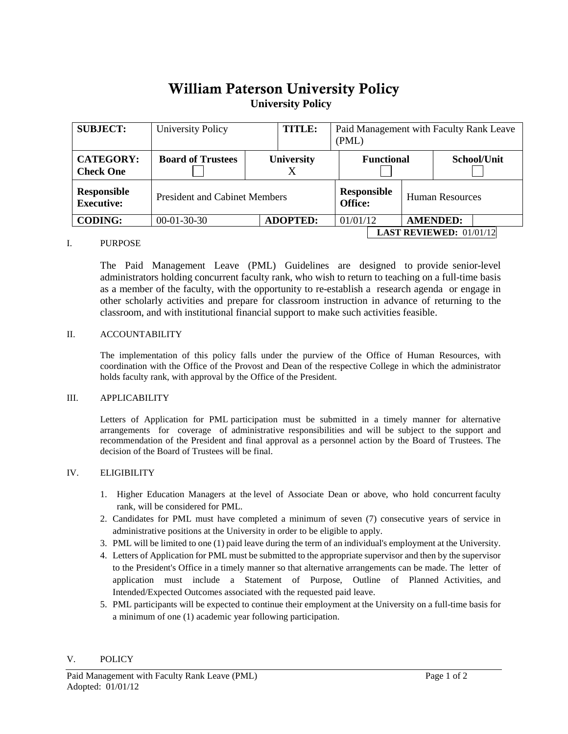# William Paterson University Policy

**University Policy**

| **SUBJECT:** | University Policy | | **TITLE:** | Paid Management with Faculty Rank Leave (PML) | | |
|---|---|---|---|---|---|---|
| **CATEGORY: Check One** | **Board of Trustees** ☐ | **University** X | | **Functional** ☐ | | **School/Unit** ☐ |
| **Responsible Executive:** | President and Cabinet Members | | | **Responsible Office:** | Human Resources | |
| **CODING:** | 00-01-30-30 | **ADOPTED:** | | 01/01/12 | **AMENDED:** | |

**LAST REVIEWED:** 01/01/12

I. PURPOSE

The Paid Management Leave (PML) Guidelines are designed to provide senior-level administrators holding concurrent faculty rank, who wish to return to teaching on a full-time basis as a member of the faculty, with the opportunity to re-establish a research agenda or engage in other scholarly activities and prepare for classroom instruction in advance of returning to the classroom, and with institutional financial support to make such activities feasible.

II. ACCOUNTABILITY

The implementation of this policy falls under the purview of the Office of Human Resources, with coordination with the Office of the Provost and Dean of the respective College in which the administrator holds faculty rank, with approval by the Office of the President.

III. APPLICABILITY

Letters of Application for PML participation must be submitted in a timely manner for alternative arrangements for coverage of administrative responsibilities and will be subject to the support and recommendation of the President and final approval as a personnel action by the Board of Trustees. The decision of the Board of Trustees will be final.

IV. ELIGIBILITY

1. Higher Education Managers at the level of Associate Dean or above, who hold concurrent faculty rank, will be considered for PML.
2. Candidates for PML must have completed a minimum of seven (7) consecutive years of service in administrative positions at the University in order to be eligible to apply.
3. PML will be limited to one (1) paid leave during the term of an individual's employment at the University.
4. Letters of Application for PML must be submitted to the appropriate supervisor and then by the supervisor to the President's Office in a timely manner so that alternative arrangements can be made. The letter of application must include a Statement of Purpose, Outline of Planned Activities, and Intended/Expected Outcomes associated with the requested paid leave.
5. PML participants will be expected to continue their employment at the University on a full-time basis for a minimum of one (1) academic year following participation.

V. POLICY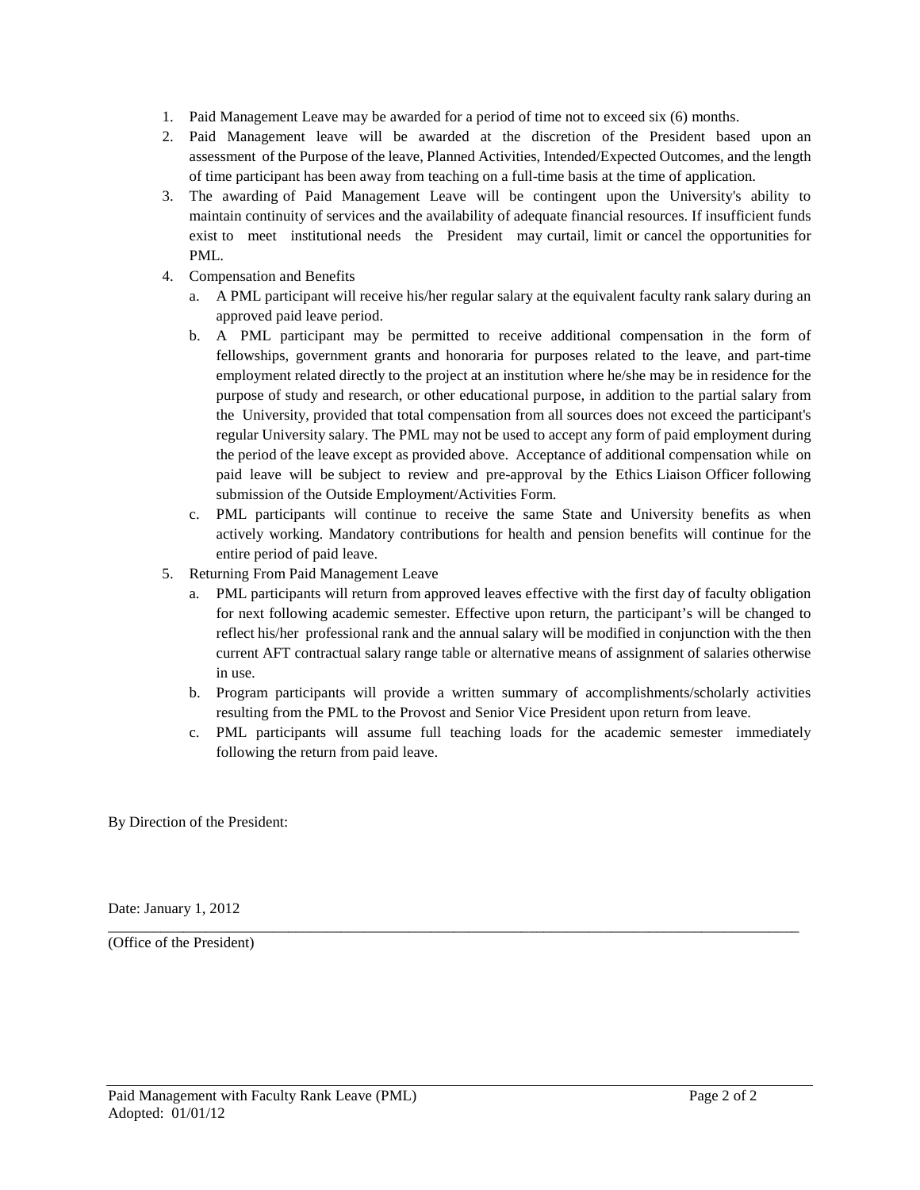1. Paid Management Leave may be awarded for a period of time not to exceed six (6) months.
2. Paid Management leave will be awarded at the discretion of the President based upon an assessment of the Purpose of the leave, Planned Activities, Intended/Expected Outcomes, and the length of time participant has been away from teaching on a full-time basis at the time of application.
3. The awarding of Paid Management Leave will be contingent upon the University's ability to maintain continuity of services and the availability of adequate financial resources. If insufficient funds exist to meet institutional needs the President may curtail, limit or cancel the opportunities for PML.
4. Compensation and Benefits
   a. A PML participant will receive his/her regular salary at the equivalent faculty rank salary during an approved paid leave period.
   b. A PML participant may be permitted to receive additional compensation in the form of fellowships, government grants and honoraria for purposes related to the leave, and part-time employment related directly to the project at an institution where he/she may be in residence for the purpose of study and research, or other educational purpose, in addition to the partial salary from the University, provided that total compensation from all sources does not exceed the participant's regular University salary. The PML may not be used to accept any form of paid employment during the period of the leave except as provided above. Acceptance of additional compensation while on paid leave will be subject to review and pre-approval by the Ethics Liaison Officer following submission of the Outside Employment/Activities Form.
   c. PML participants will continue to receive the same State and University benefits as when actively working. Mandatory contributions for health and pension benefits will continue for the entire period of paid leave.
5. Returning From Paid Management Leave
   a. PML participants will return from approved leaves effective with the first day of faculty obligation for next following academic semester. Effective upon return, the participant's will be changed to reflect his/her professional rank and the annual salary will be modified in conjunction with the then current AFT contractual salary range table or alternative means of assignment of salaries otherwise in use.
   b. Program participants will provide a written summary of accomplishments/scholarly activities resulting from the PML to the Provost and Senior Vice President upon return from leave.
   c. PML participants will assume full teaching loads for the academic semester immediately following the return from paid leave.

By Direction of the President:

Date: January 1, 2012

_______________________________________________

(Office of the President)